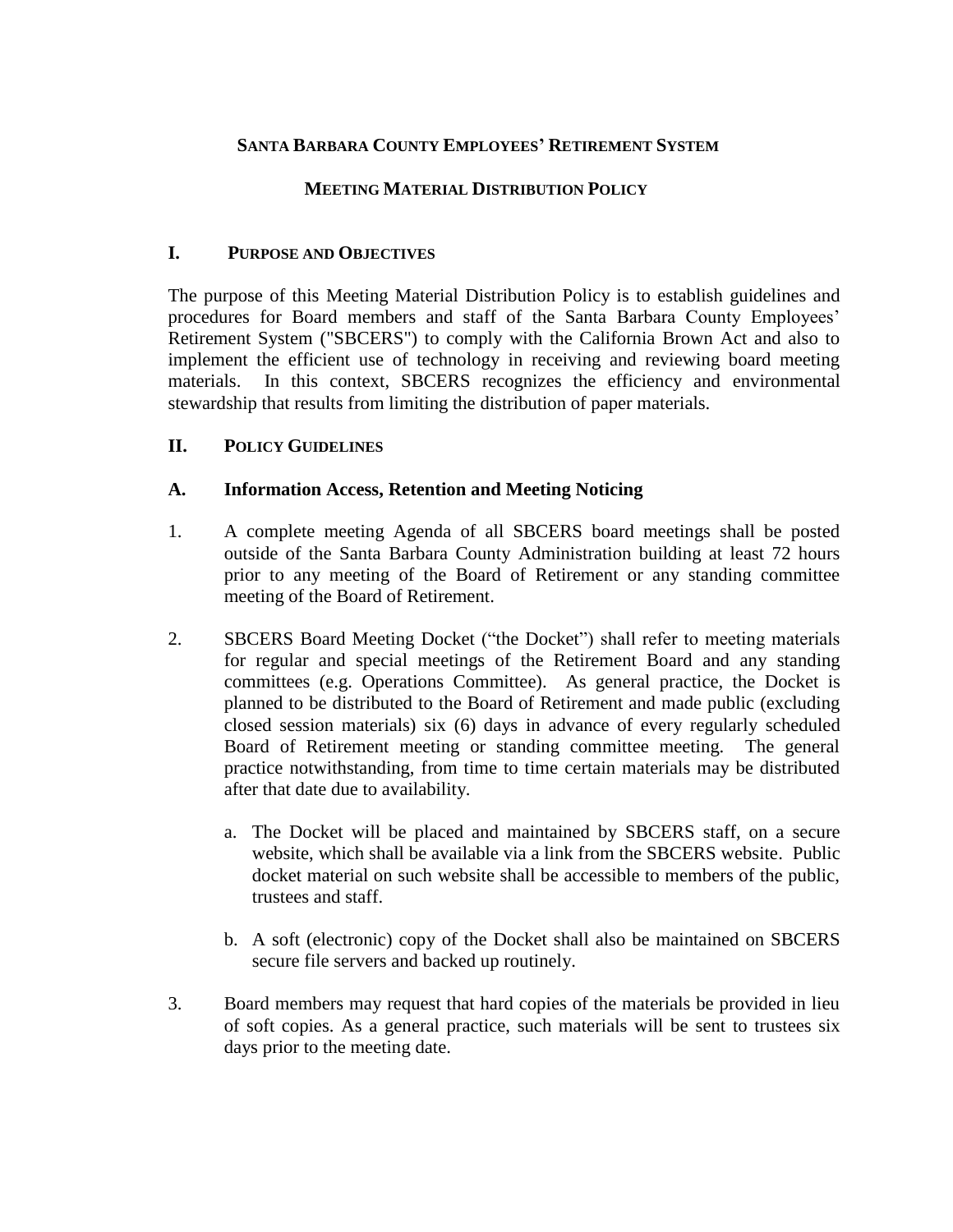**SANTA BARBARA COUNTY EMPLOYEES' RETIREMENT SYSTEM**

**MEETING MATERIAL DISTRIBUTION POLICY**

## I. PURPOSE AND OBJECTIVES

The purpose of this Meeting Material Distribution Policy is to establish guidelines and procedures for Board members and staff of the Santa Barbara County Employees' Retirement System ("SBCERS") to comply with the California Brown Act and also to implement the efficient use of technology in receiving and reviewing board meeting materials. In this context, SBCERS recognizes the efficiency and environmental stewardship that results from limiting the distribution of paper materials.

## II. POLICY GUIDELINES

### A. Information Access, Retention and Meeting Noticing

1. A complete meeting Agenda of all SBCERS board meetings shall be posted outside of the Santa Barbara County Administration building at least 72 hours prior to any meeting of the Board of Retirement or any standing committee meeting of the Board of Retirement.

2. SBCERS Board Meeting Docket ("the Docket") shall refer to meeting materials for regular and special meetings of the Retirement Board and any standing committees (e.g. Operations Committee). As general practice, the Docket is planned to be distributed to the Board of Retirement and made public (excluding closed session materials) six (6) days in advance of every regularly scheduled Board of Retirement meeting or standing committee meeting. The general practice notwithstanding, from time to time certain materials may be distributed after that date due to availability.

   a. The Docket will be placed and maintained by SBCERS staff, on a secure website, which shall be available via a link from the SBCERS website. Public docket material on such website shall be accessible to members of the public, trustees and staff.

   b. A soft (electronic) copy of the Docket shall also be maintained on SBCERS secure file servers and backed up routinely.

3. Board members may request that hard copies of the materials be provided in lieu of soft copies. As a general practice, such materials will be sent to trustees six days prior to the meeting date.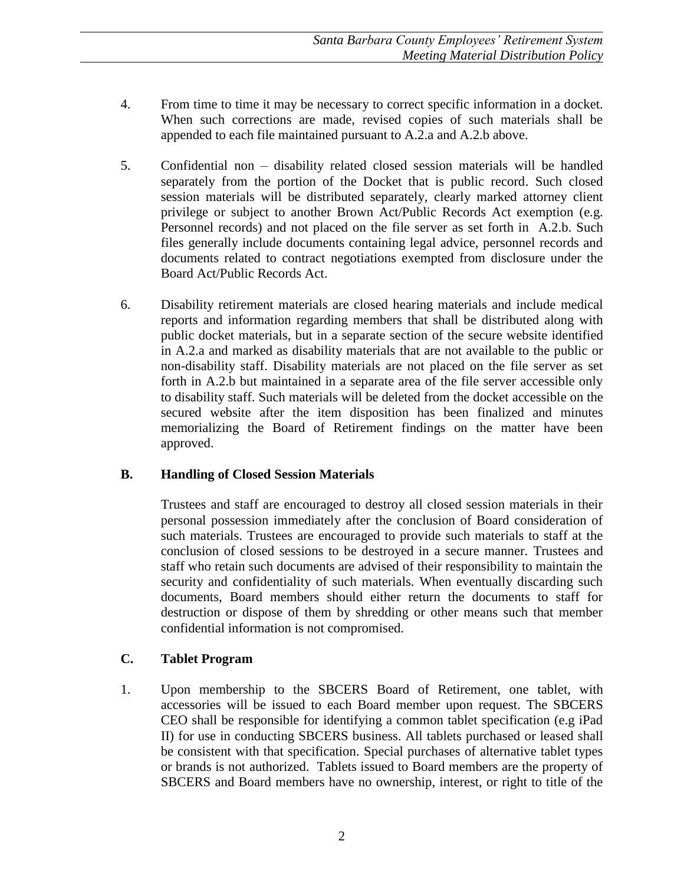4. From time to time it may be necessary to correct specific information in a docket. When such corrections are made, revised copies of such materials shall be appended to each file maintained pursuant to A.2.a and A.2.b above.

5. Confidential non – disability related closed session materials will be handled separately from the portion of the Docket that is public record. Such closed session materials will be distributed separately, clearly marked attorney client privilege or subject to another Brown Act/Public Records Act exemption (e.g. Personnel records) and not placed on the file server as set forth in A.2.b. Such files generally include documents containing legal advice, personnel records and documents related to contract negotiations exempted from disclosure under the Board Act/Public Records Act.

6. Disability retirement materials are closed hearing materials and include medical reports and information regarding members that shall be distributed along with public docket materials, but in a separate section of the secure website identified in A.2.a and marked as disability materials that are not available to the public or non-disability staff. Disability materials are not placed on the file server as set forth in A.2.b but maintained in a separate area of the file server accessible only to disability staff. Such materials will be deleted from the docket accessible on the secured website after the item disposition has been finalized and minutes memorializing the Board of Retirement findings on the matter have been approved.

## B. Handling of Closed Session Materials

Trustees and staff are encouraged to destroy all closed session materials in their personal possession immediately after the conclusion of Board consideration of such materials. Trustees are encouraged to provide such materials to staff at the conclusion of closed sessions to be destroyed in a secure manner. Trustees and staff who retain such documents are advised of their responsibility to maintain the security and confidentiality of such materials. When eventually discarding such documents, Board members should either return the documents to staff for destruction or dispose of them by shredding or other means such that member confidential information is not compromised.

## C. Tablet Program

1. Upon membership to the SBCERS Board of Retirement, one tablet, with accessories will be issued to each Board member upon request. The SBCERS CEO shall be responsible for identifying a common tablet specification (e.g iPad II) for use in conducting SBCERS business. All tablets purchased or leased shall be consistent with that specification. Special purchases of alternative tablet types or brands is not authorized. Tablets issued to Board members are the property of SBCERS and Board members have no ownership, interest, or right to title of the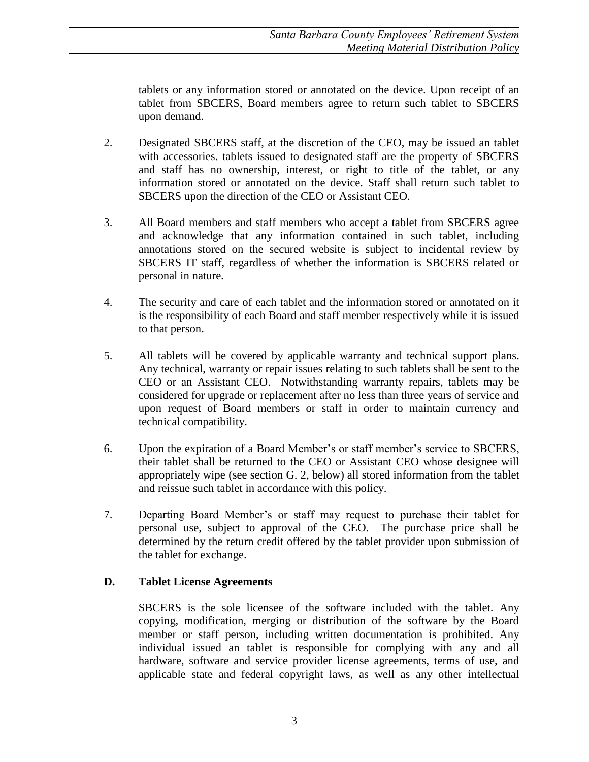tablets or any information stored or annotated on the device. Upon receipt of an tablet from SBCERS, Board members agree to return such tablet to SBCERS upon demand.

2. Designated SBCERS staff, at the discretion of the CEO, may be issued an tablet with accessories. tablets issued to designated staff are the property of SBCERS and staff has no ownership, interest, or right to title of the tablet, or any information stored or annotated on the device. Staff shall return such tablet to SBCERS upon the direction of the CEO or Assistant CEO.

3. All Board members and staff members who accept a tablet from SBCERS agree and acknowledge that any information contained in such tablet, including annotations stored on the secured website is subject to incidental review by SBCERS IT staff, regardless of whether the information is SBCERS related or personal in nature.

4. The security and care of each tablet and the information stored or annotated on it is the responsibility of each Board and staff member respectively while it is issued to that person.

5. All tablets will be covered by applicable warranty and technical support plans. Any technical, warranty or repair issues relating to such tablets shall be sent to the CEO or an Assistant CEO. Notwithstanding warranty repairs, tablets may be considered for upgrade or replacement after no less than three years of service and upon request of Board members or staff in order to maintain currency and technical compatibility.

6. Upon the expiration of a Board Member's or staff member's service to SBCERS, their tablet shall be returned to the CEO or Assistant CEO whose designee will appropriately wipe (see section G. 2, below) all stored information from the tablet and reissue such tablet in accordance with this policy.

7. Departing Board Member's or staff may request to purchase their tablet for personal use, subject to approval of the CEO. The purchase price shall be determined by the return credit offered by the tablet provider upon submission of the tablet for exchange.

## D. Tablet License Agreements

SBCERS is the sole licensee of the software included with the tablet. Any copying, modification, merging or distribution of the software by the Board member or staff person, including written documentation is prohibited. Any individual issued an tablet is responsible for complying with any and all hardware, software and service provider license agreements, terms of use, and applicable state and federal copyright laws, as well as any other intellectual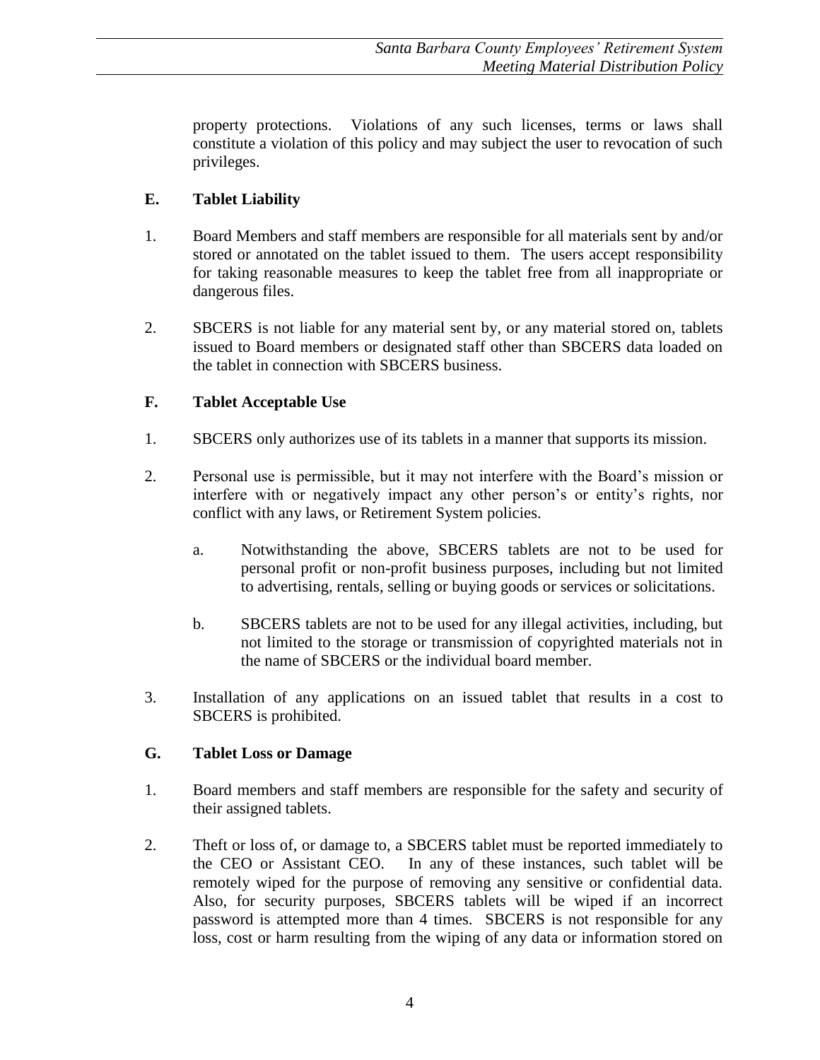property protections. Violations of any such licenses, terms or laws shall constitute a violation of this policy and may subject the user to revocation of such privileges.

### E. Tablet Liability

1. Board Members and staff members are responsible for all materials sent by and/or stored or annotated on the tablet issued to them. The users accept responsibility for taking reasonable measures to keep the tablet free from all inappropriate or dangerous files.

2. SBCERS is not liable for any material sent by, or any material stored on, tablets issued to Board members or designated staff other than SBCERS data loaded on the tablet in connection with SBCERS business.

### F. Tablet Acceptable Use

1. SBCERS only authorizes use of its tablets in a manner that supports its mission.

2. Personal use is permissible, but it may not interfere with the Board's mission or interfere with or negatively impact any other person's or entity's rights, nor conflict with any laws, or Retirement System policies.

   a. Notwithstanding the above, SBCERS tablets are not to be used for personal profit or non-profit business purposes, including but not limited to advertising, rentals, selling or buying goods or services or solicitations.

   b. SBCERS tablets are not to be used for any illegal activities, including, but not limited to the storage or transmission of copyrighted materials not in the name of SBCERS or the individual board member.

3. Installation of any applications on an issued tablet that results in a cost to SBCERS is prohibited.

### G. Tablet Loss or Damage

1. Board members and staff members are responsible for the safety and security of their assigned tablets.

2. Theft or loss of, or damage to, a SBCERS tablet must be reported immediately to the CEO or Assistant CEO. In any of these instances, such tablet will be remotely wiped for the purpose of removing any sensitive or confidential data. Also, for security purposes, SBCERS tablets will be wiped if an incorrect password is attempted more than 4 times. SBCERS is not responsible for any loss, cost or harm resulting from the wiping of any data or information stored on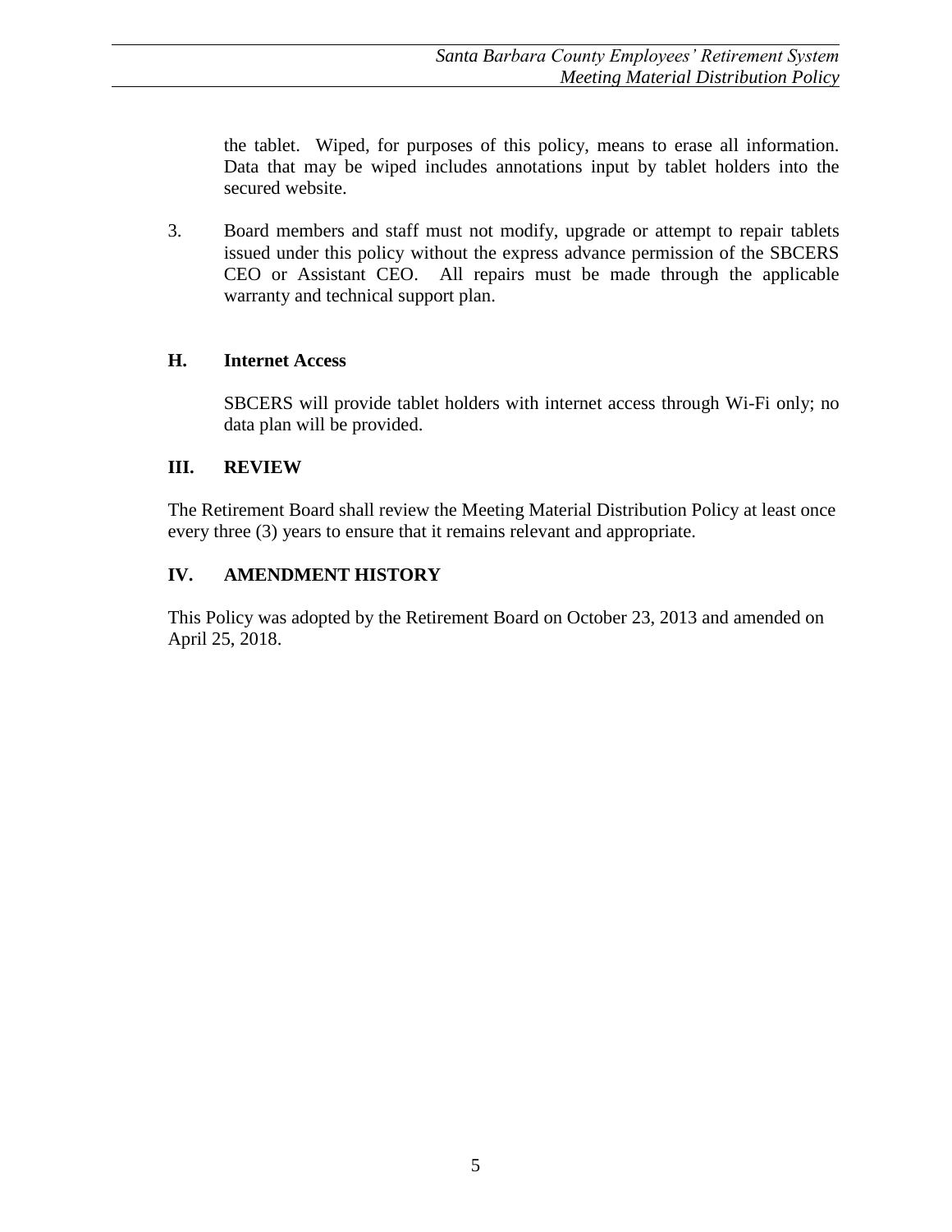the tablet. Wiped, for purposes of this policy, means to erase all information. Data that may be wiped includes annotations input by tablet holders into the secured website.

3. Board members and staff must not modify, upgrade or attempt to repair tablets issued under this policy without the express advance permission of the SBCERS CEO or Assistant CEO. All repairs must be made through the applicable warranty and technical support plan.

### H. Internet Access

SBCERS will provide tablet holders with internet access through Wi-Fi only; no data plan will be provided.

## III. REVIEW

The Retirement Board shall review the Meeting Material Distribution Policy at least once every three (3) years to ensure that it remains relevant and appropriate.

## IV. AMENDMENT HISTORY

This Policy was adopted by the Retirement Board on October 23, 2013 and amended on April 25, 2018.